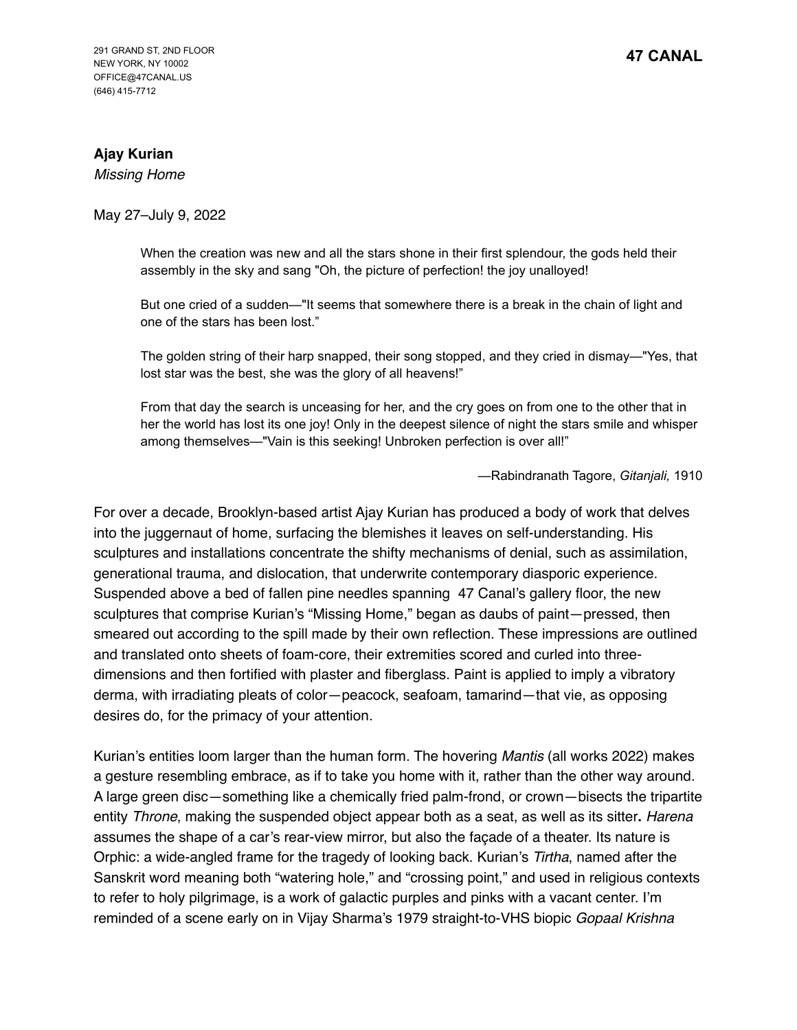291 GRAND ST, 2ND FLOOR
NEW YORK, NY 10002
OFFICE@47CANAL.US
(646) 415-7712

**47 CANAL**

**Ajay Kurian**
*Missing Home*

May 27–July 9, 2022

> When the creation was new and all the stars shone in their first splendour, the gods held their assembly in the sky and sang "Oh, the picture of perfection! the joy unalloyed!
>
> But one cried of a sudden—"It seems that somewhere there is a break in the chain of light and one of the stars has been lost."
>
> The golden string of their harp snapped, their song stopped, and they cried in dismay—"Yes, that lost star was the best, she was the glory of all heavens!"
>
> From that day the search is unceasing for her, and the cry goes on from one to the other that in her the world has lost its one joy! Only in the deepest silence of night the stars smile and whisper among themselves—"Vain is this seeking! Unbroken perfection is over all!"
>
> —Rabindranath Tagore, *Gitanjali,* 1910

For over a decade, Brooklyn-based artist Ajay Kurian has produced a body of work that delves into the juggernaut of home, surfacing the blemishes it leaves on self-understanding. His sculptures and installations concentrate the shifty mechanisms of denial, such as assimilation, generational trauma, and dislocation, that underwrite contemporary diasporic experience. Suspended above a bed of fallen pine needles spanning 47 Canal's gallery floor, the new sculptures that comprise Kurian's "Missing Home," began as daubs of paint—pressed, then smeared out according to the spill made by their own reflection. These impressions are outlined and translated onto sheets of foam-core, their extremities scored and curled into three-dimensions and then fortified with plaster and fiberglass. Paint is applied to imply a vibratory derma, with irradiating pleats of color—peacock, seafoam, tamarind—that vie, as opposing desires do, for the primacy of your attention.

Kurian's entities loom larger than the human form. The hovering *Mantis* (all works 2022) makes a gesture resembling embrace, as if to take you home with it, rather than the other way around. A large green disc—something like a chemically fried palm-frond, or crown—bisects the tripartite entity *Throne*, making the suspended object appear both as a seat, as well as its sitter**.** *Harena* assumes the shape of a car's rear-view mirror, but also the façade of a theater. Its nature is Orphic: a wide-angled frame for the tragedy of looking back. Kurian's *Tirtha*, named after the Sanskrit word meaning both "watering hole," and "crossing point," and used in religious contexts to refer to holy pilgrimage, is a work of galactic purples and pinks with a vacant center. I'm reminded of a scene early on in Vijay Sharma's 1979 straight-to-VHS biopic *Gopaal Krishna*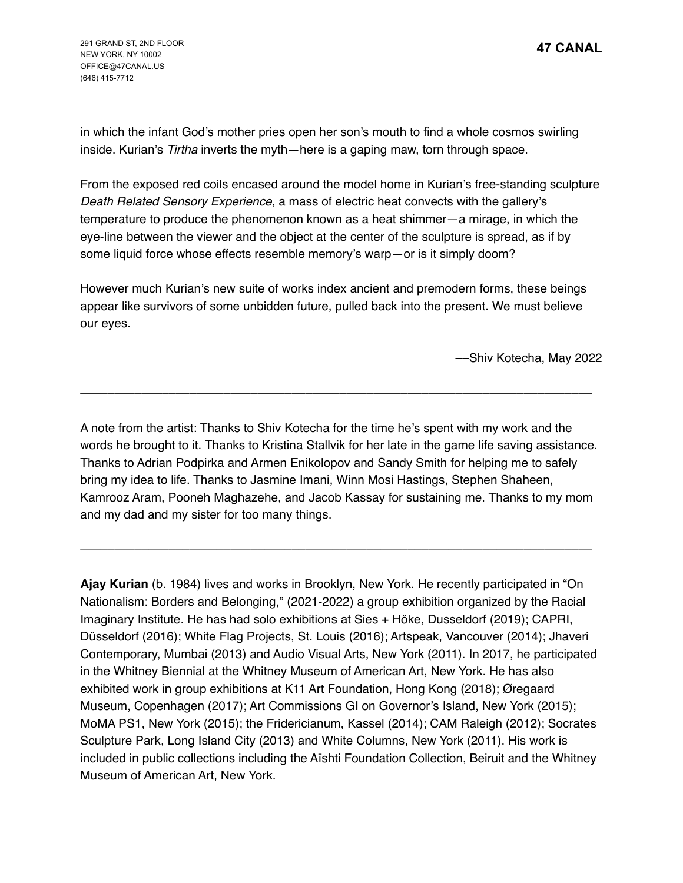in which the infant God's mother pries open her son's mouth to find a whole cosmos swirling inside. Kurian's *Tirtha* inverts the myth—here is a gaping maw, torn through space.

From the exposed red coils encased around the model home in Kurian's free-standing sculpture *Death Related Sensory Experience*, a mass of electric heat convects with the gallery's temperature to produce the phenomenon known as a heat shimmer—a mirage, in which the eye-line between the viewer and the object at the center of the sculpture is spread, as if by some liquid force whose effects resemble memory's warp—or is it simply doom?

However much Kurian's new suite of works index ancient and premodern forms, these beings appear like survivors of some unbidden future, pulled back into the present. We must believe our eyes.

—Shiv Kotecha, May 2022

---

A note from the artist: Thanks to Shiv Kotecha for the time he's spent with my work and the words he brought to it. Thanks to Kristina Stallvik for her late in the game life saving assistance. Thanks to Adrian Podpirka and Armen Enikolopov and Sandy Smith for helping me to safely bring my idea to life. Thanks to Jasmine Imani, Winn Mosi Hastings, Stephen Shaheen, Kamrooz Aram, Pooneh Maghazehe, and Jacob Kassay for sustaining me. Thanks to my mom and my dad and my sister for too many things.

---

**Ajay Kurian** (b. 1984) lives and works in Brooklyn, New York. He recently participated in "On Nationalism: Borders and Belonging," (2021-2022) a group exhibition organized by the Racial Imaginary Institute. He has had solo exhibitions at Sies + Höke, Dusseldorf (2019); CAPRI, Düsseldorf (2016); White Flag Projects, St. Louis (2016); Artspeak, Vancouver (2014); Jhaveri Contemporary, Mumbai (2013) and Audio Visual Arts, New York (2011). In 2017, he participated in the Whitney Biennial at the Whitney Museum of American Art, New York. He has also exhibited work in group exhibitions at K11 Art Foundation, Hong Kong (2018); Øregaard Museum, Copenhagen (2017); Art Commissions GI on Governor's Island, New York (2015); MoMA PS1, New York (2015); the Fridericianum, Kassel (2014); CAM Raleigh (2012); Socrates Sculpture Park, Long Island City (2013) and White Columns, New York (2011). His work is included in public collections including the Aïshti Foundation Collection, Beiruit and the Whitney Museum of American Art, New York.